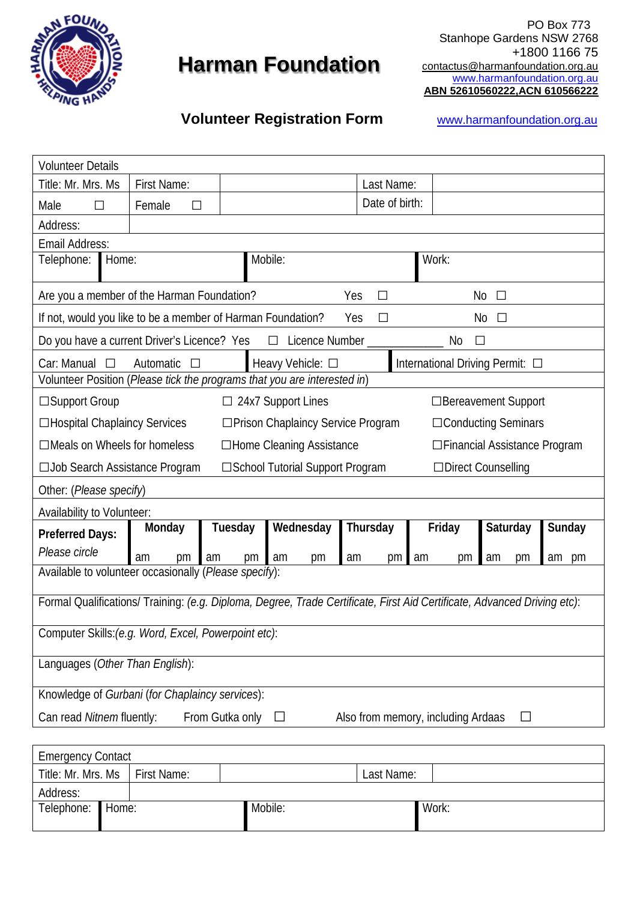# Harman Foundation

PO Box 773
Stanhope Gardens NSW 2768
+1800 1166 75
contactus@harmanfoundation.org.au
www.harmanfoundation.org.au
**ABN 52610560222,ACN 610566222**

## Volunteer Registration Form

www.harmanfoundation.org.au

| Volunteer Details | | | | | |
|---|---|---|---|---|---|
| Title: Mr. Mrs. Ms | First Name: | | Last Name: | | |
| Male ☐ | Female ☐ | | Date of birth: | | |
| Address: | | | | | |
| Email Address: | | | | | |
| Telephone: | Home: | | Mobile: | | Work: |

Are you a member of the Harman Foundation? Yes ☐ No ☐

If not, would you like to be a member of Harman Foundation? Yes ☐ No ☐

Do you have a current Driver's Licence? Yes ☐ Licence Number ____________ No ☐

Car: Manual ☐ Automatic ☐ | Heavy Vehicle: ☐ | International Driving Permit: ☐

Volunteer Position (*Please tick the programs that you are interested in*)

| | | |
|---|---|---|
| ☐Support Group | ☐ 24x7 Support Lines | ☐Bereavement Support |
| ☐Hospital Chaplaincy Services | ☐Prison Chaplaincy Service Program | ☐Conducting Seminars |
| ☐Meals on Wheels for homeless | ☐Home Cleaning Assistance | ☐Financial Assistance Program |
| ☐Job Search Assistance Program | ☐School Tutorial Support Program | ☐Direct Counselling |

Other: (*Please specify*)

Availability to Volunteer:

| **Preferred Days:** *Please circle* | **Monday** | **Tuesday** | **Wednesday** | **Thursday** | **Friday** | **Saturday** | **Sunday** |
|---|---|---|---|---|---|---|---|
| | am pm | am pm | am pm | am pm | am pm | am pm | am pm |

Available to volunteer occasionally (*Please specify*):

Formal Qualifications/ Training: (*e.g. Diploma, Degree, Trade Certificate, First Aid Certificate, Advanced Driving etc*):

Computer Skills:(*e.g. Word, Excel, Powerpoint etc*):

Languages (*Other Than English*):

Knowledge of *Gurbani* (*for Chaplaincy services*):

Can read *Nitnem* fluently: From Gutka only ☐ Also from memory, including Ardaas ☐

| Emergency Contact | | | | | |
|---|---|---|---|---|---|
| Title: Mr. Mrs. Ms | First Name: | | Last Name: | | |
| Address: | | | | | |
| Telephone: | Home: | | Mobile: | | Work: |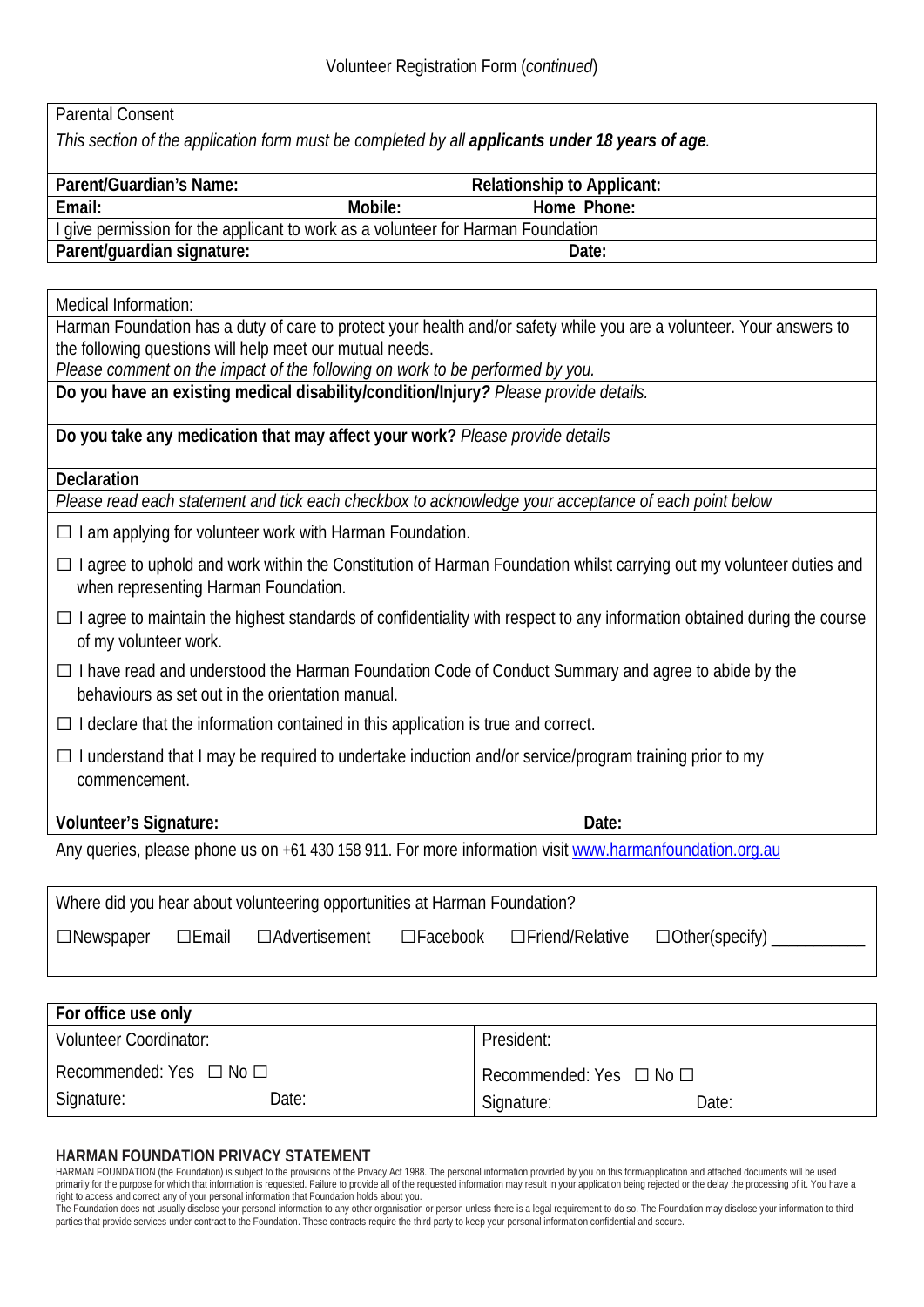Volunteer Registration Form (*continued*)

## Parental Consent

*This section of the application form must be completed by all **applicants under 18 years of age**.*

| | | |
|---|---|---|
| **Parent/Guardian's Name:** | | **Relationship to Applicant:** |
| **Email:** | **Mobile:** | **Home Phone:** |
| I give permission for the applicant to work as a volunteer for Harman Foundation | | |
| **Parent/guardian signature:** | | **Date:** |

## Medical Information:

Harman Foundation has a duty of care to protect your health and/or safety while you are a volunteer. Your answers to the following questions will help meet our mutual needs.

*Please comment on the impact of the following on work to be performed by you.*

**Do you have an existing medical disability/condition/Injury*?*** *Please provide details.*

**Do you take any medication that may affect your work?** *Please provide details*

## Declaration

*Please read each statement and tick each checkbox to acknowledge your acceptance of each point below*

☐ I am applying for volunteer work with Harman Foundation.

☐ I agree to uphold and work within the Constitution of Harman Foundation whilst carrying out my volunteer duties and when representing Harman Foundation.

☐ I agree to maintain the highest standards of confidentiality with respect to any information obtained during the course of my volunteer work.

☐ I have read and understood the Harman Foundation Code of Conduct Summary and agree to abide by the behaviours as set out in the orientation manual.

☐ I declare that the information contained in this application is true and correct.

☐ I understand that I may be required to undertake induction and/or service/program training prior to my commencement.

**Volunteer's Signature:** **Date:**

Any queries, please phone us on +61 430 158 911. For more information visit www.harmanfoundation.org.au

Where did you hear about volunteering opportunities at Harman Foundation?

☐Newspaper ☐Email ☐Advertisement ☐Facebook ☐Friend/Relative ☐Other(specify) __________

| **For office use only** | |
|---|---|
| Volunteer Coordinator: | President: |
| Recommended: Yes ☐ No ☐ | Recommended: Yes ☐ No ☐ |
| Signature: Date: | Signature: Date: |

### HARMAN FOUNDATION PRIVACY STATEMENT

HARMAN FOUNDATION (the Foundation) is subject to the provisions of the Privacy Act 1988. The personal information provided by you on this form/application and attached documents will be used primarily for the purpose for which that information is requested. Failure to provide all of the requested information may result in your application being rejected or the delay the processing of it. You have a right to access and correct any of your personal information that Foundation holds about you.

The Foundation does not usually disclose your personal information to any other organisation or person unless there is a legal requirement to do so. The Foundation may disclose your information to third parties that provide services under contract to the Foundation. These contracts require the third party to keep your personal information confidential and secure.